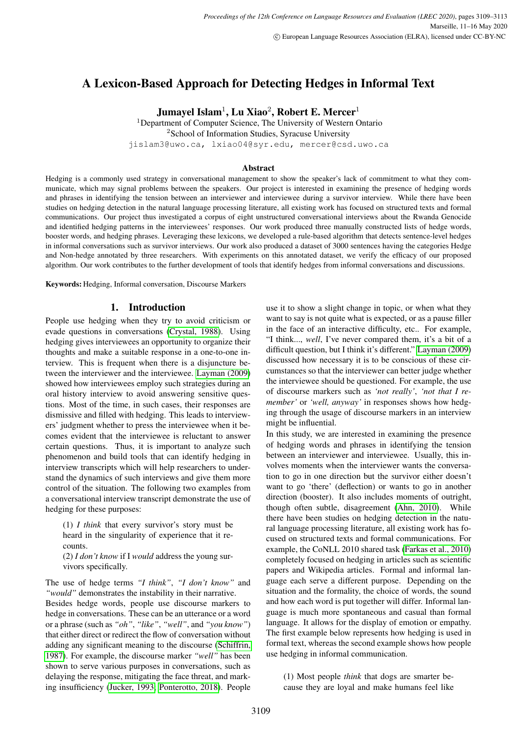# A Lexicon-Based Approach for Detecting Hedges in Informal Text

**Jumayel Islam**[1], **Lu Xiao**[2], **Robert E. Mercer**[1]

[1]Department of Computer Science, The University of Western Ontario
[2]School of Information Studies, Syracuse University
jislam3@uwo.ca, lxiao04@syr.edu, mercer@csd.uwo.ca

### Abstract

Hedging is a commonly used strategy in conversational management to show the speaker's lack of commitment to what they communicate, which may signal problems between the speakers. Our project is interested in examining the presence of hedging words and phrases in identifying the tension between an interviewer and interviewee during a survivor interview. While there have been studies on hedging detection in the natural language processing literature, all existing work has focused on structured texts and formal communications. Our project thus investigated a corpus of eight unstructured conversational interviews about the Rwanda Genocide and identified hedging patterns in the interviewees' responses. Our work produced three manually constructed lists of hedge words, booster words, and hedging phrases. Leveraging these lexicons, we developed a rule-based algorithm that detects sentence-level hedges in informal conversations such as survivor interviews. Our work also produced a dataset of 3000 sentences having the categories Hedge and Non-hedge annotated by three researchers. With experiments on this annotated dataset, we verify the efficacy of our proposed algorithm. Our work contributes to the further development of tools that identify hedges from informal conversations and discussions.

**Keywords:** Hedging, Informal conversation, Discourse Markers

## 1. Introduction

People use hedging when they try to avoid criticism or evade questions in conversations (Crystal, 1988). Using hedging gives interviewees an opportunity to organize their thoughts and make a suitable response in a one-to-one interview. This is frequent when there is a disjuncture between the interviewer and the interviewee. Layman (2009) showed how interviewees employ such strategies during an oral history interview to avoid answering sensitive questions. Most of the time, in such cases, their responses are dismissive and filled with hedging. This leads to interviewers' judgment whether to press the interviewee when it becomes evident that the interviewee is reluctant to answer certain questions. Thus, it is important to analyze such phenomenon and build tools that can identify hedging in interview transcripts which will help researchers to understand the dynamics of such interviews and give them more control of the situation. The following two examples from a conversational interview transcript demonstrate the use of hedging for these purposes:

> (1) *I think* that every survivor's story must be heard in the singularity of experience that it recounts.
> (2) *I don't know* if I *would* address the young survivors specifically.

The use of hedge terms *"I think"*, *"I don't know"* and *"would"* demonstrates the instability in their narrative.

Besides hedge words, people use discourse markers to hedge in conversations. These can be an utterance or a word or a phrase (such as *"oh"*, *"like"*, *"well"*, and *"you know"*) that either direct or redirect the flow of conversation without adding any significant meaning to the discourse (Schiffrin, 1987). For example, the discourse marker *"well"* has been shown to serve various purposes in conversations, such as delaying the response, mitigating the face threat, and marking insufficiency (Jucker, 1993; Ponterotto, 2018). People use it to show a slight change in topic, or when what they want to say is not quite what is expected, or as a pause filler in the face of an interactive difficulty, etc.. For example, "I think..., *well*, I've never compared them, it's a bit of a difficult question, but I think it's different." Layman (2009) discussed how necessary it is to be conscious of these circumstances so that the interviewer can better judge whether the interviewee should be questioned. For example, the use of discourse markers such as *'not really'*, *'not that I remember'* or *'well, anyway'* in responses shows how hedging through the usage of discourse markers in an interview might be influential.

In this study, we are interested in examining the presence of hedging words and phrases in identifying the tension between an interviewer and interviewee. Usually, this involves moments when the interviewer wants the conversation to go in one direction but the survivor either doesn't want to go 'there' (deflection) or wants to go in another direction (booster). It also includes moments of outright, though often subtle, disagreement (Ahn, 2010). While there have been studies on hedging detection in the natural language processing literature, all existing work has focused on structured texts and formal communications. For example, the CoNLL 2010 shared task (Farkas et al., 2010) completely focused on hedging in articles such as scientific papers and Wikipedia articles. Formal and informal language each serve a different purpose. Depending on the situation and the formality, the choice of words, the sound and how each word is put together will differ. Informal language is much more spontaneous and casual than formal language. It allows for the display of emotion or empathy. The first example below represents how hedging is used in formal text, whereas the second example shows how people use hedging in informal communication.

> (1) Most people *think* that dogs are smarter because they are loyal and make humans feel like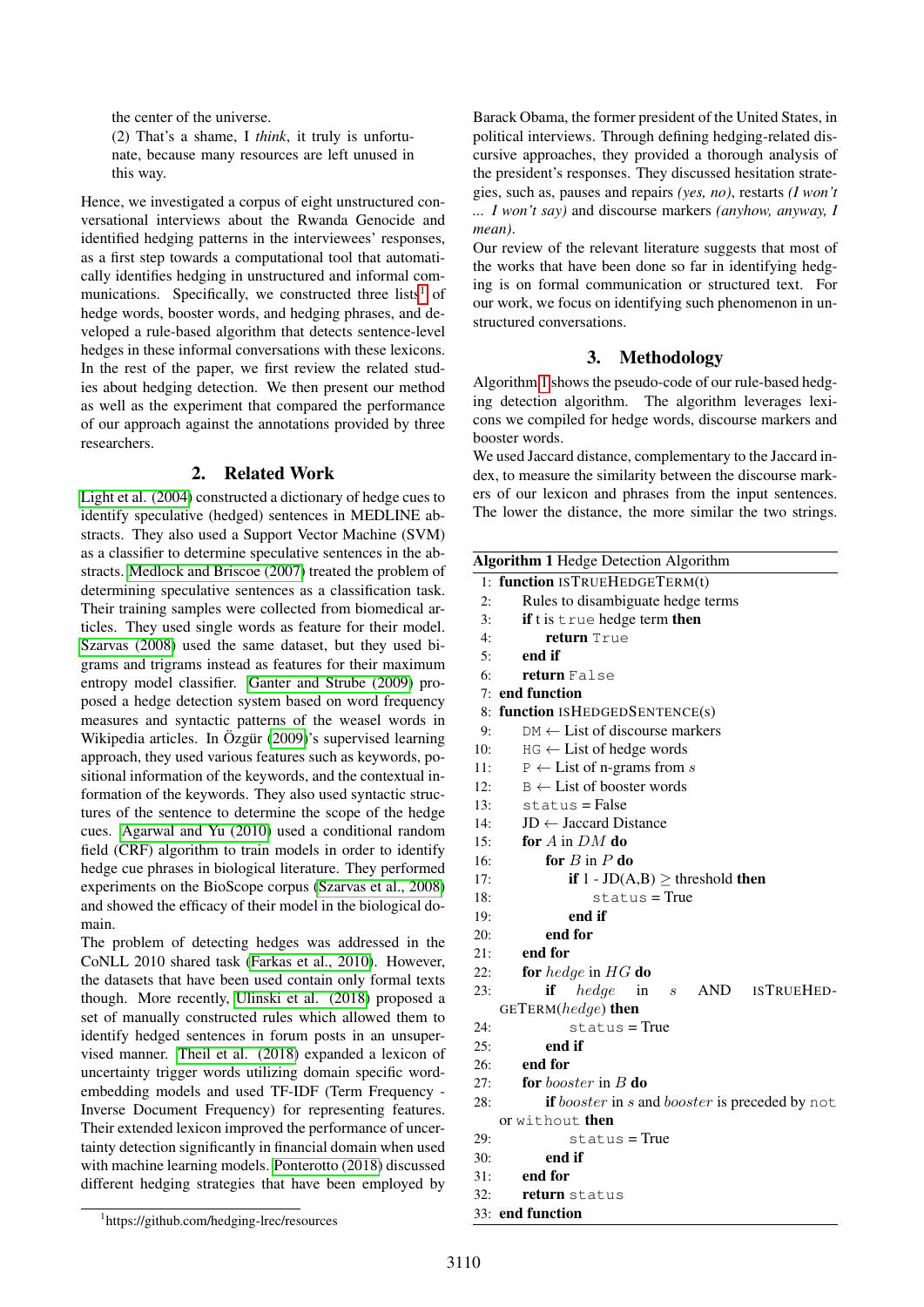the center of the universe.

(2) That's a shame, I *think*, it truly is unfortunate, because many resources are left unused in this way.

Hence, we investigated a corpus of eight unstructured conversational interviews about the Rwanda Genocide and identified hedging patterns in the interviewees' responses, as a first step towards a computational tool that automatically identifies hedging in unstructured and informal communications. Specifically, we constructed three lists[1] of hedge words, booster words, and hedging phrases, and developed a rule-based algorithm that detects sentence-level hedges in these informal conversations with these lexicons. In the rest of the paper, we first review the related studies about hedging detection. We then present our method as well as the experiment that compared the performance of our approach against the annotations provided by three researchers.

## 2. Related Work

Light et al. (2004) constructed a dictionary of hedge cues to identify speculative (hedged) sentences in MEDLINE abstracts. They also used a Support Vector Machine (SVM) as a classifier to determine speculative sentences in the abstracts. Medlock and Briscoe (2007) treated the problem of determining speculative sentences as a classification task. Their training samples were collected from biomedical articles. They used single words as feature for their model. Szarvas (2008) used the same dataset, but they used bigrams and trigrams instead as features for their maximum entropy model classifier. Ganter and Strube (2009) proposed a hedge detection system based on word frequency measures and syntactic patterns of the weasel words in Wikipedia articles. In Özgür (2009)'s supervised learning approach, they used various features such as keywords, positional information of the keywords, and the contextual information of the keywords. They also used syntactic structures of the sentence to determine the scope of the hedge cues. Agarwal and Yu (2010) used a conditional random field (CRF) algorithm to train models in order to identify hedge cue phrases in biological literature. They performed experiments on the BioScope corpus (Szarvas et al., 2008) and showed the efficacy of their model in the biological domain.

The problem of detecting hedges was addressed in the CoNLL 2010 shared task (Farkas et al., 2010). However, the datasets that have been used contain only formal texts though. More recently, Ulinski et al. (2018) proposed a set of manually constructed rules which allowed them to identify hedged sentences in forum posts in an unsupervised manner. Theil et al. (2018) expanded a lexicon of uncertainty trigger words utilizing domain specific word-embedding models and used TF-IDF (Term Frequency - Inverse Document Frequency) for representing features. Their extended lexicon improved the performance of uncertainty detection significantly in financial domain when used with machine learning models. Ponterotto (2018) discussed different hedging strategies that have been employed by Barack Obama, the former president of the United States, in political interviews. Through defining hedging-related discursive approaches, they provided a thorough analysis of the president's responses. They discussed hesitation strategies, such as, pauses and repairs *(yes, no)*, restarts *(I won't ... I won't say)* and discourse markers *(anyhow, anyway, I mean)*.

Our review of the relevant literature suggests that most of the works that have been done so far in identifying hedging is on formal communication or structured text. For our work, we focus on identifying such phenomenon in unstructured conversations.

## 3. Methodology

Algorithm 1 shows the pseudo-code of our rule-based hedging detection algorithm. The algorithm leverages lexicons we compiled for hedge words, discourse markers and booster words.

We used Jaccard distance, complementary to the Jaccard index, to measure the similarity between the discourse markers of our lexicon and phrases from the input sentences. The lower the distance, the more similar the two strings.

**Algorithm 1** Hedge Detection Algorithm

```
 1: function ISTRUEHEDGETERM(t)
 2:     Rules to disambiguate hedge terms
 3:     if t is true hedge term then
 4:         return True
 5:     end if
 6:     return False
 7: end function
 8: function ISHEDGEDSENTENCE(s)
 9:     DM ← List of discourse markers
10:     HG ← List of hedge words
11:     P ← List of n-grams from s
12:     B ← List of booster words
13:     status = False
14:     JD ← Jaccard Distance
15:     for A in DM do
16:         for B in P do
17:             if 1 - JD(A,B) ≥ threshold then
18:                 status = True
19:             end if
20:         end for
21:     end for
22:     for hedge in HG do
23:         if hedge in s AND ISTRUEHEDGETERM(hedge) then
24:             status = True
25:         end if
26:     end for
27:     for booster in B do
28:         if booster in s and booster is preceded by not or without then
29:             status = True
30:         end if
31:     end for
32:     return status
33: end function
```

[1] https://github.com/hedging-lrec/resources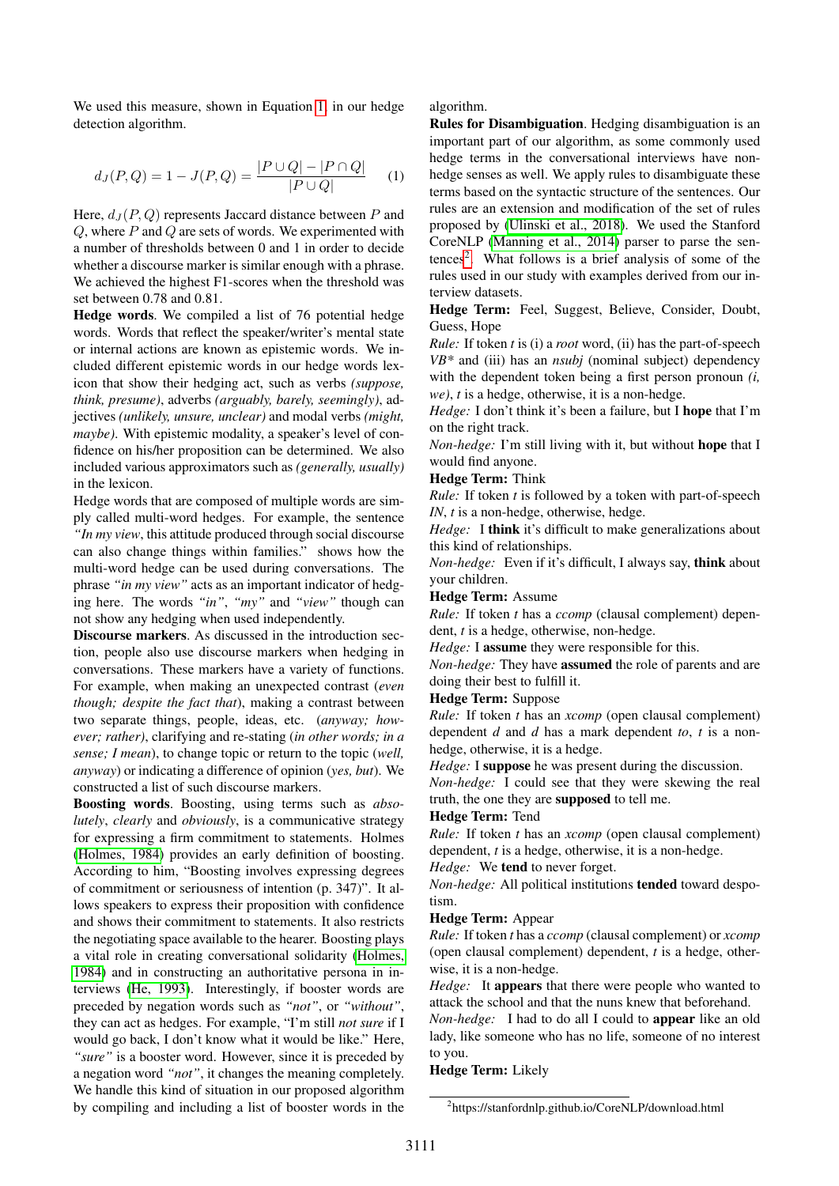We used this measure, shown in Equation 1, in our hedge detection algorithm.

$$d_J(P, Q) = 1 - J(P, Q) = \frac{|P \cup Q| - |P \cap Q|}{|P \cup Q|} \quad (1)$$

Here, $d_J(P, Q)$ represents Jaccard distance between $P$ and $Q$, where $P$ and $Q$ are sets of words. We experimented with a number of thresholds between 0 and 1 in order to decide whether a discourse marker is similar enough with a phrase. We achieved the highest F1-scores when the threshold was set between 0.78 and 0.81.

**Hedge words**. We compiled a list of 76 potential hedge words. Words that reflect the speaker/writer's mental state or internal actions are known as epistemic words. We included different epistemic words in our hedge words lexicon that show their hedging act, such as verbs *(suppose, think, presume)*, adverbs *(arguably, barely, seemingly)*, adjectives *(unlikely, unsure, unclear)* and modal verbs *(might, maybe)*. With epistemic modality, a speaker's level of confidence on his/her proposition can be determined. We also included various approximators such as *(generally, usually)* in the lexicon.

Hedge words that are composed of multiple words are simply called multi-word hedges. For example, the sentence *"In my view*, this attitude produced through social discourse can also change things within families." shows how the multi-word hedge can be used during conversations. The phrase *"in my view"* acts as an important indicator of hedging here. The words *"in"*, *"my"* and *"view"* though can not show any hedging when used independently.

**Discourse markers**. As discussed in the introduction section, people also use discourse markers when hedging in conversations. These markers have a variety of functions. For example, when making an unexpected contrast (*even though; despite the fact that*), making a contrast between two separate things, people, ideas, etc. (*anyway; however; rather*), clarifying and re-stating (*in other words; in a sense; I mean*), to change topic or return to the topic (*well, anyway*) or indicating a difference of opinion (*yes, but*). We constructed a list of such discourse markers.

**Boosting words**. Boosting, using terms such as *absolutely*, *clearly* and *obviously*, is a communicative strategy for expressing a firm commitment to statements. Holmes (Holmes, 1984) provides an early definition of boosting. According to him, "Boosting involves expressing degrees of commitment or seriousness of intention (p. 347)". It allows speakers to express their proposition with confidence and shows their commitment to statements. It also restricts the negotiating space available to the hearer. Boosting plays a vital role in creating conversational solidarity (Holmes, 1984) and in constructing an authoritative persona in interviews (He, 1993). Interestingly, if booster words are preceded by negation words such as *"not"*, or *"without"*, they can act as hedges. For example, "I'm still *not sure* if I would go back, I don't know what it would be like." Here, *"sure"* is a booster word. However, since it is preceded by a negation word *"not"*, it changes the meaning completely. We handle this kind of situation in our proposed algorithm by compiling and including a list of booster words in the algorithm.

**Rules for Disambiguation**. Hedging disambiguation is an important part of our algorithm, as some commonly used hedge terms in the conversational interviews have non-hedge senses as well. We apply rules to disambiguate these terms based on the syntactic structure of the sentences. Our rules are an extension and modification of the set of rules proposed by (Ulinski et al., 2018). We used the Stanford CoreNLP (Manning et al., 2014) parser to parse the sentences[2]. What follows is a brief analysis of some of the rules used in our study with examples derived from our interview datasets.

**Hedge Term:** Feel, Suggest, Believe, Consider, Doubt, Guess, Hope

*Rule:* If token *t* is (i) a *root* word, (ii) has the part-of-speech *VB\** and (iii) has an *nsubj* (nominal subject) dependency with the dependent token being a first person pronoun *(i, we)*, *t* is a hedge, otherwise, it is a non-hedge.

*Hedge:* I don't think it's been a failure, but I **hope** that I'm on the right track.

*Non-hedge:* I'm still living with it, but without **hope** that I would find anyone.

**Hedge Term:** Think

*Rule:* If token *t* is followed by a token with part-of-speech *IN*, *t* is a non-hedge, otherwise, hedge.

*Hedge:* I **think** it's difficult to make generalizations about this kind of relationships.

*Non-hedge:* Even if it's difficult, I always say, **think** about your children.

**Hedge Term:** Assume

*Rule:* If token *t* has a *ccomp* (clausal complement) dependent, *t* is a hedge, otherwise, non-hedge.

*Hedge:* I **assume** they were responsible for this.

*Non-hedge:* They have **assumed** the role of parents and are doing their best to fulfill it.

**Hedge Term:** Suppose

*Rule:* If token *t* has an *xcomp* (open clausal complement) dependent *d* and *d* has a mark dependent *to*, *t* is a non-hedge, otherwise, it is a hedge.

*Hedge:* I **suppose** he was present during the discussion.

*Non-hedge:* I could see that they were skewing the real truth, the one they are **supposed** to tell me.

**Hedge Term:** Tend

*Rule:* If token *t* has an *xcomp* (open clausal complement) dependent, *t* is a hedge, otherwise, it is a non-hedge.

*Hedge:* We **tend** to never forget.

*Non-hedge:* All political institutions **tended** toward despotism.

**Hedge Term:** Appear

*Rule:* If token *t* has a *ccomp* (clausal complement) or *xcomp* (open clausal complement) dependent, *t* is a hedge, otherwise, it is a non-hedge.

*Hedge:* It **appears** that there were people who wanted to attack the school and that the nuns knew that beforehand.

*Non-hedge:* I had to do all I could to **appear** like an old lady, like someone who has no life, someone of no interest to you.

**Hedge Term:** Likely

[2] https://stanfordnlp.github.io/CoreNLP/download.html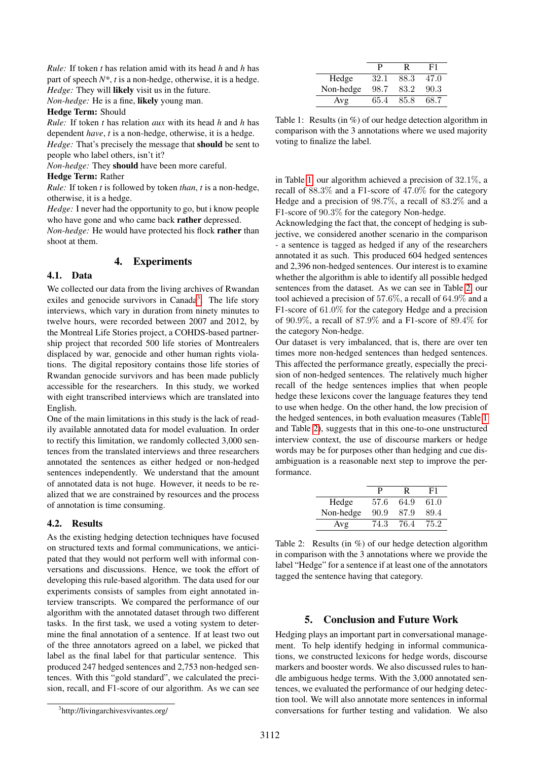*Rule:* If token *t* has relation amid with its head *h* and *h* has part of speech *N\**, *t* is a non-hedge, otherwise, it is a hedge.
*Hedge:* They will **likely** visit us in the future.
*Non-hedge:* He is a fine, **likely** young man.

**Hedge Term:** Should

*Rule:* If token *t* has relation *aux* with its head *h* and *h* has dependent *have*, *t* is a non-hedge, otherwise, it is a hedge.
*Hedge:* That's precisely the message that **should** be sent to people who label others, isn't it?
*Non-hedge:* They **should** have been more careful.

**Hedge Term:** Rather

*Rule:* If token *t* is followed by token *than*, *t* is a non-hedge, otherwise, it is a hedge.
*Hedge:* I never had the opportunity to go, but i know people who have gone and who came back **rather** depressed.
*Non-hedge:* He would have protected his flock **rather** than shoot at them.

## 4. Experiments

### 4.1. Data

We collected our data from the living archives of Rwandan exiles and genocide survivors in Canada[3]. The life story interviews, which vary in duration from ninety minutes to twelve hours, were recorded between 2007 and 2012, by the Montreal Life Stories project, a COHDS-based partnership project that recorded 500 life stories of Montrealers displaced by war, genocide and other human rights violations. The digital repository contains those life stories of Rwandan genocide survivors and has been made publicly accessible for the researchers. In this study, we worked with eight transcribed interviews which are translated into English.

One of the main limitations in this study is the lack of readily available annotated data for model evaluation. In order to rectify this limitation, we randomly collected 3,000 sentences from the translated interviews and three researchers annotated the sentences as either hedged or non-hedged sentences independently. We understand that the amount of annotated data is not huge. However, it needs to be realized that we are constrained by resources and the process of annotation is time consuming.

### 4.2. Results

As the existing hedging detection techniques have focused on structured texts and formal communications, we anticipated that they would not perform well with informal conversations and discussions. Hence, we took the effort of developing this rule-based algorithm. The data used for our experiments consists of samples from eight annotated interview transcripts. We compared the performance of our algorithm with the annotated dataset through two different tasks. In the first task, we used a voting system to determine the final annotation of a sentence. If at least two out of the three annotators agreed on a label, we picked that label as the final label for that particular sentence. This produced 247 hedged sentences and 2,753 non-hedged sentences. With this "gold standard", we calculated the precision, recall, and F1-score of our algorithm. As we can see in Table 1, our algorithm achieved a precision of 32.1%, a recall of 88.3% and a F1-score of 47.0% for the category Hedge and a precision of 98.7%, a recall of 83.2% and a F1-score of 90.3% for the category Non-hedge.

|  | P | R | F1 |
|---|---|---|---|
| Hedge | 32.1 | 88.3 | 47.0 |
| Non-hedge | 98.7 | 83.2 | 90.3 |
| Avg | 65.4 | 85.8 | 68.7 |

Table 1: Results (in %) of our hedge detection algorithm in comparison with the 3 annotations where we used majority voting to finalize the label.

Acknowledging the fact that, the concept of hedging is subjective, we considered another scenario in the comparison - a sentence is tagged as hedged if any of the researchers annotated it as such. This produced 604 hedged sentences and 2,396 non-hedged sentences. Our interest is to examine whether the algorithm is able to identify all possible hedged sentences from the dataset. As we can see in Table 2, our tool achieved a precision of 57.6%, a recall of 64.9% and a F1-score of 61.0% for the category Hedge and a precision of 90.9%, a recall of 87.9% and a F1-score of 89.4% for the category Non-hedge.

Our dataset is very imbalanced, that is, there are over ten times more non-hedged sentences than hedged sentences. This affected the performance greatly, especially the precision of non-hedged sentences. The relatively much higher recall of the hedge sentences implies that when people hedge these lexicons cover the language features they tend to use when hedge. On the other hand, the low precision of the hedged sentences, in both evaluation measures (Table 1 and Table 2), suggests that in this one-to-one unstructured interview context, the use of discourse markers or hedge words may be for purposes other than hedging and cue disambiguation is a reasonable next step to improve the performance.

|  | P | R | F1 |
|---|---|---|---|
| Hedge | 57.6 | 64.9 | 61.0 |
| Non-hedge | 90.9 | 87.9 | 89.4 |
| Avg | 74.3 | 76.4 | 75.2 |

Table 2: Results (in %) of our hedge detection algorithm in comparison with the 3 annotations where we provide the label "Hedge" for a sentence if at least one of the annotators tagged the sentence having that category.

## 5. Conclusion and Future Work

Hedging plays an important part in conversational management. To help identify hedging in informal communications, we constructed lexicons for hedge words, discourse markers and booster words. We also discussed rules to handle ambiguous hedge terms. With the 3,000 annotated sentences, we evaluated the performance of our hedging detection tool. We will also annotate more sentences in informal conversations for further testing and validation. We also

[3] http://livingarchivesvivantes.org/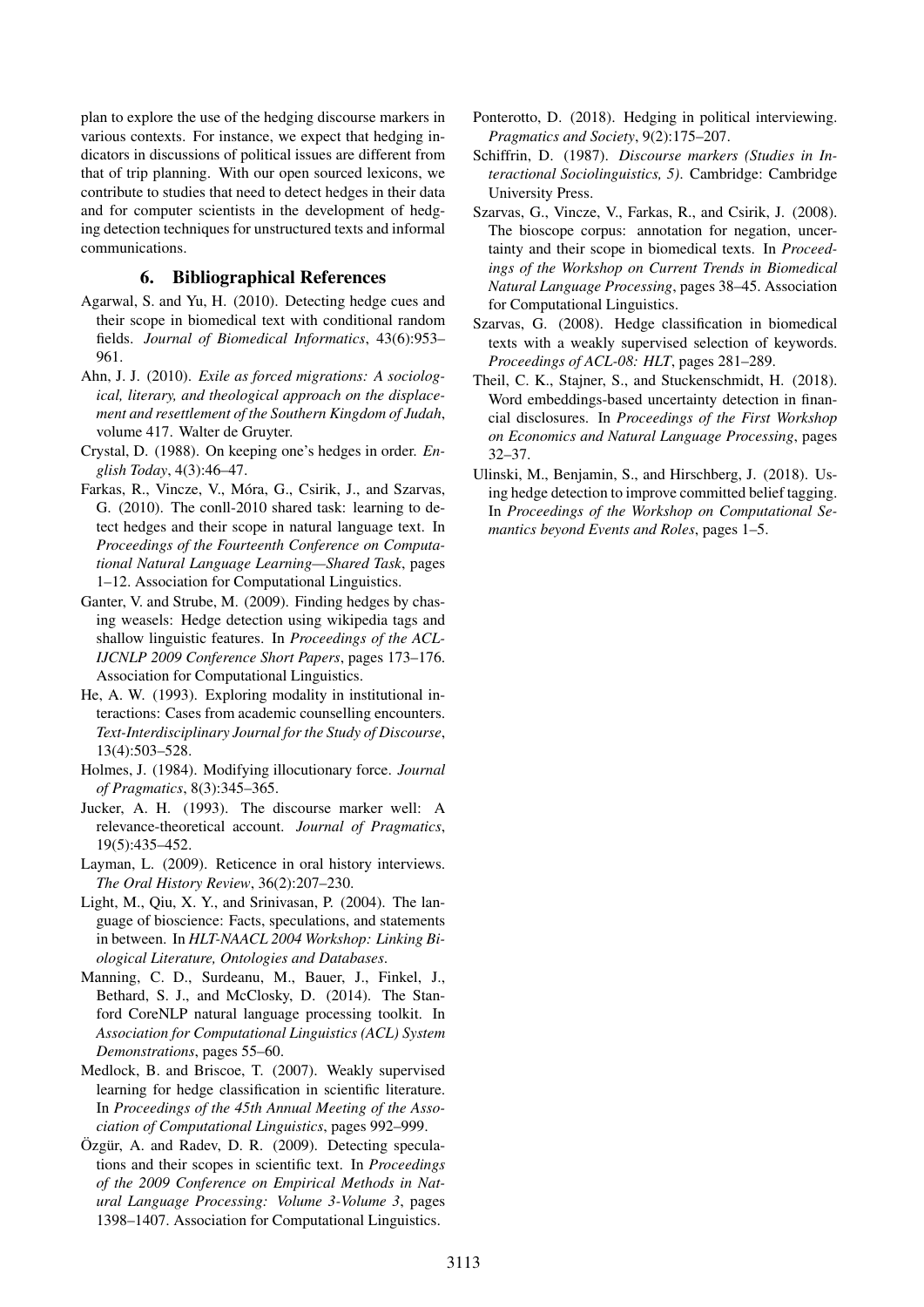plan to explore the use of the hedging discourse markers in various contexts. For instance, we expect that hedging indicators in discussions of political issues are different from that of trip planning. With our open sourced lexicons, we contribute to studies that need to detect hedges in their data and for computer scientists in the development of hedging detection techniques for unstructured texts and informal communications.

## 6. Bibliographical References

Agarwal, S. and Yu, H. (2010). Detecting hedge cues and their scope in biomedical text with conditional random fields. *Journal of Biomedical Informatics*, 43(6):953–961.

Ahn, J. J. (2010). *Exile as forced migrations: A sociological, literary, and theological approach on the displacement and resettlement of the Southern Kingdom of Judah*, volume 417. Walter de Gruyter.

Crystal, D. (1988). On keeping one's hedges in order. *English Today*, 4(3):46–47.

Farkas, R., Vincze, V., Móra, G., Csirik, J., and Szarvas, G. (2010). The conll-2010 shared task: learning to detect hedges and their scope in natural language text. In *Proceedings of the Fourteenth Conference on Computational Natural Language Learning—Shared Task*, pages 1–12. Association for Computational Linguistics.

Ganter, V. and Strube, M. (2009). Finding hedges by chasing weasels: Hedge detection using wikipedia tags and shallow linguistic features. In *Proceedings of the ACL-IJCNLP 2009 Conference Short Papers*, pages 173–176. Association for Computational Linguistics.

He, A. W. (1993). Exploring modality in institutional interactions: Cases from academic counselling encounters. *Text-Interdisciplinary Journal for the Study of Discourse*, 13(4):503–528.

Holmes, J. (1984). Modifying illocutionary force. *Journal of Pragmatics*, 8(3):345–365.

Jucker, A. H. (1993). The discourse marker well: A relevance-theoretical account. *Journal of Pragmatics*, 19(5):435–452.

Layman, L. (2009). Reticence in oral history interviews. *The Oral History Review*, 36(2):207–230.

Light, M., Qiu, X. Y., and Srinivasan, P. (2004). The language of bioscience: Facts, speculations, and statements in between. In *HLT-NAACL 2004 Workshop: Linking Biological Literature, Ontologies and Databases*.

Manning, C. D., Surdeanu, M., Bauer, J., Finkel, J., Bethard, S. J., and McClosky, D. (2014). The Stanford CoreNLP natural language processing toolkit. In *Association for Computational Linguistics (ACL) System Demonstrations*, pages 55–60.

Medlock, B. and Briscoe, T. (2007). Weakly supervised learning for hedge classification in scientific literature. In *Proceedings of the 45th Annual Meeting of the Association of Computational Linguistics*, pages 992–999.

Özgür, A. and Radev, D. R. (2009). Detecting speculations and their scopes in scientific text. In *Proceedings of the 2009 Conference on Empirical Methods in Natural Language Processing: Volume 3-Volume 3*, pages 1398–1407. Association for Computational Linguistics.

Ponterotto, D. (2018). Hedging in political interviewing. *Pragmatics and Society*, 9(2):175–207.

Schiffrin, D. (1987). *Discourse markers (Studies in Interactional Sociolinguistics, 5)*. Cambridge: Cambridge University Press.

Szarvas, G., Vincze, V., Farkas, R., and Csirik, J. (2008). The bioscope corpus: annotation for negation, uncertainty and their scope in biomedical texts. In *Proceedings of the Workshop on Current Trends in Biomedical Natural Language Processing*, pages 38–45. Association for Computational Linguistics.

Szarvas, G. (2008). Hedge classification in biomedical texts with a weakly supervised selection of keywords. *Proceedings of ACL-08: HLT*, pages 281–289.

Theil, C. K., Stajner, S., and Stuckenschmidt, H. (2018). Word embeddings-based uncertainty detection in financial disclosures. In *Proceedings of the First Workshop on Economics and Natural Language Processing*, pages 32–37.

Ulinski, M., Benjamin, S., and Hirschberg, J. (2018). Using hedge detection to improve committed belief tagging. In *Proceedings of the Workshop on Computational Semantics beyond Events and Roles*, pages 1–5.